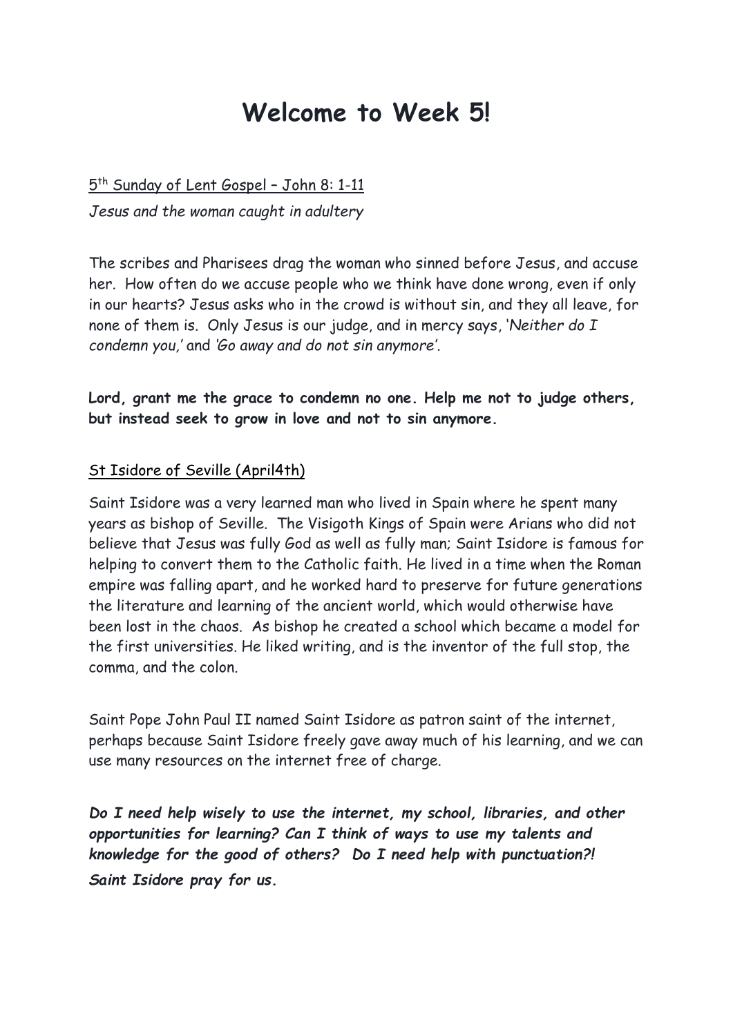# Welcome to Week 5!

5th Sunday of Lent Gospel – John 8: 1-11

*Jesus and the woman caught in adultery*

The scribes and Pharisees drag the woman who sinned before Jesus, and accuse her. How often do we accuse people who we think have done wrong, even if only in our hearts? Jesus asks who in the crowd is without sin, and they all leave, for none of them is. Only Jesus is our judge, and in mercy says, '*Neither do I condemn you,*' and '*Go away and do not sin anymore*'.

**Lord, grant me the grace to condemn no one. Help me not to judge others, but instead seek to grow in love and not to sin anymore.**

St Isidore of Seville (April4th)

Saint Isidore was a very learned man who lived in Spain where he spent many years as bishop of Seville. The Visigoth Kings of Spain were Arians who did not believe that Jesus was fully God as well as fully man; Saint Isidore is famous for helping to convert them to the Catholic faith. He lived in a time when the Roman empire was falling apart, and he worked hard to preserve for future generations the literature and learning of the ancient world, which would otherwise have been lost in the chaos. As bishop he created a school which became a model for the first universities. He liked writing, and is the inventor of the full stop, the comma, and the colon.

Saint Pope John Paul II named Saint Isidore as patron saint of the internet, perhaps because Saint Isidore freely gave away much of his learning, and we can use many resources on the internet free of charge.

***Do I need help wisely to use the internet, my school, libraries, and other opportunities for learning? Can I think of ways to use my talents and knowledge for the good of others? Do I need help with punctuation?!***

***Saint Isidore pray for us.***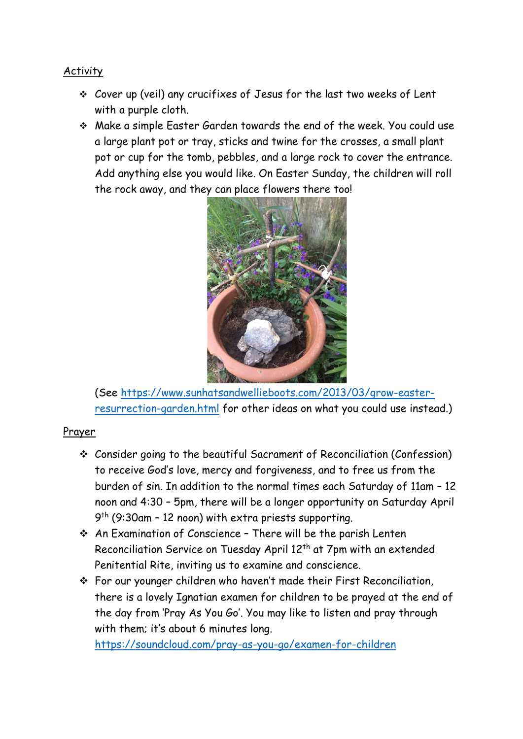<u>Activity</u>

- Cover up (veil) any crucifixes of Jesus for the last two weeks of Lent with a purple cloth.
- Make a simple Easter Garden towards the end of the week. You could use a large plant pot or tray, sticks and twine for the crosses, a small plant pot or cup for the tomb, pebbles, and a large rock to cover the entrance. Add anything else you would like. On Easter Sunday, the children will roll the rock away, and they can place flowers there too!

  (See https://www.sunhatsandwellieboots.com/2013/03/grow-easter-resurrection-garden.html for other ideas on what you could use instead.)

<u>Prayer</u>

- Consider going to the beautiful Sacrament of Reconciliation (Confession) to receive God's love, mercy and forgiveness, and to free us from the burden of sin. In addition to the normal times each Saturday of 11am – 12 noon and 4:30 – 5pm, there will be a longer opportunity on Saturday April 9th (9:30am – 12 noon) with extra priests supporting.
- An Examination of Conscience – There will be the parish Lenten Reconciliation Service on Tuesday April 12th at 7pm with an extended Penitential Rite, inviting us to examine and conscience.
- For our younger children who haven't made their First Reconciliation, there is a lovely Ignatian examen for children to be prayed at the end of the day from 'Pray As You Go'. You may like to listen and pray through with them; it's about 6 minutes long. https://soundcloud.com/pray-as-you-go/examen-for-children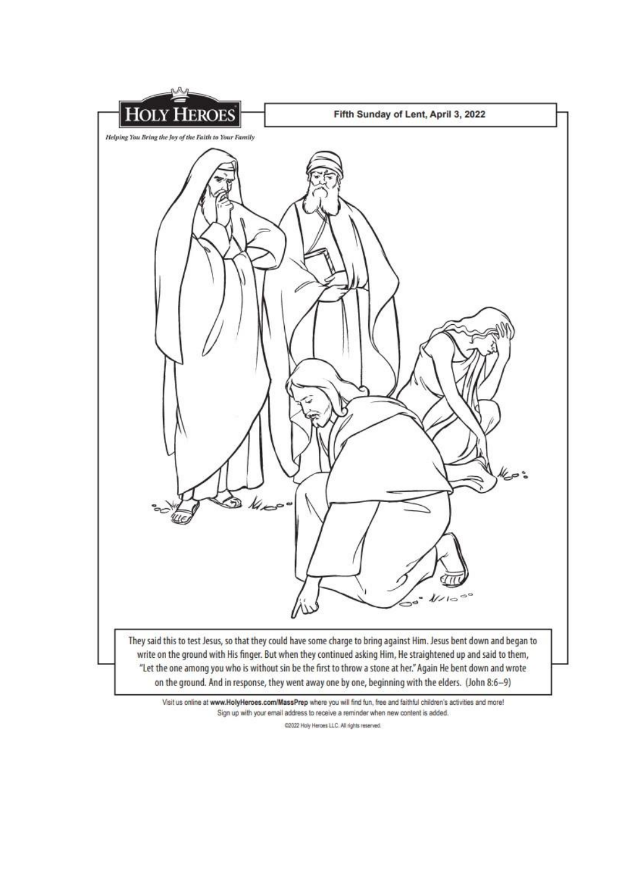**HOLY HEROES**

*Helping You Bring the Joy of the Faith to Your Family*

**Fifth Sunday of Lent, April 3, 2022**

They said this to test Jesus, so that they could have some charge to bring against Him. Jesus bent down and began to write on the ground with His finger. But when they continued asking Him, He straightened up and said to them, "Let the one among you who is without sin be the first to throw a stone at her." Again He bent down and wrote on the ground. And in response, they went away one by one, beginning with the elders. (John 8:6–9)

Visit us online at **www.HolyHeroes.com/MassPrep** where you will find fun, free and faithful children's activities and more! Sign up with your email address to receive a reminder when new content is added.

©2022 Holy Heroes LLC. All rights reserved.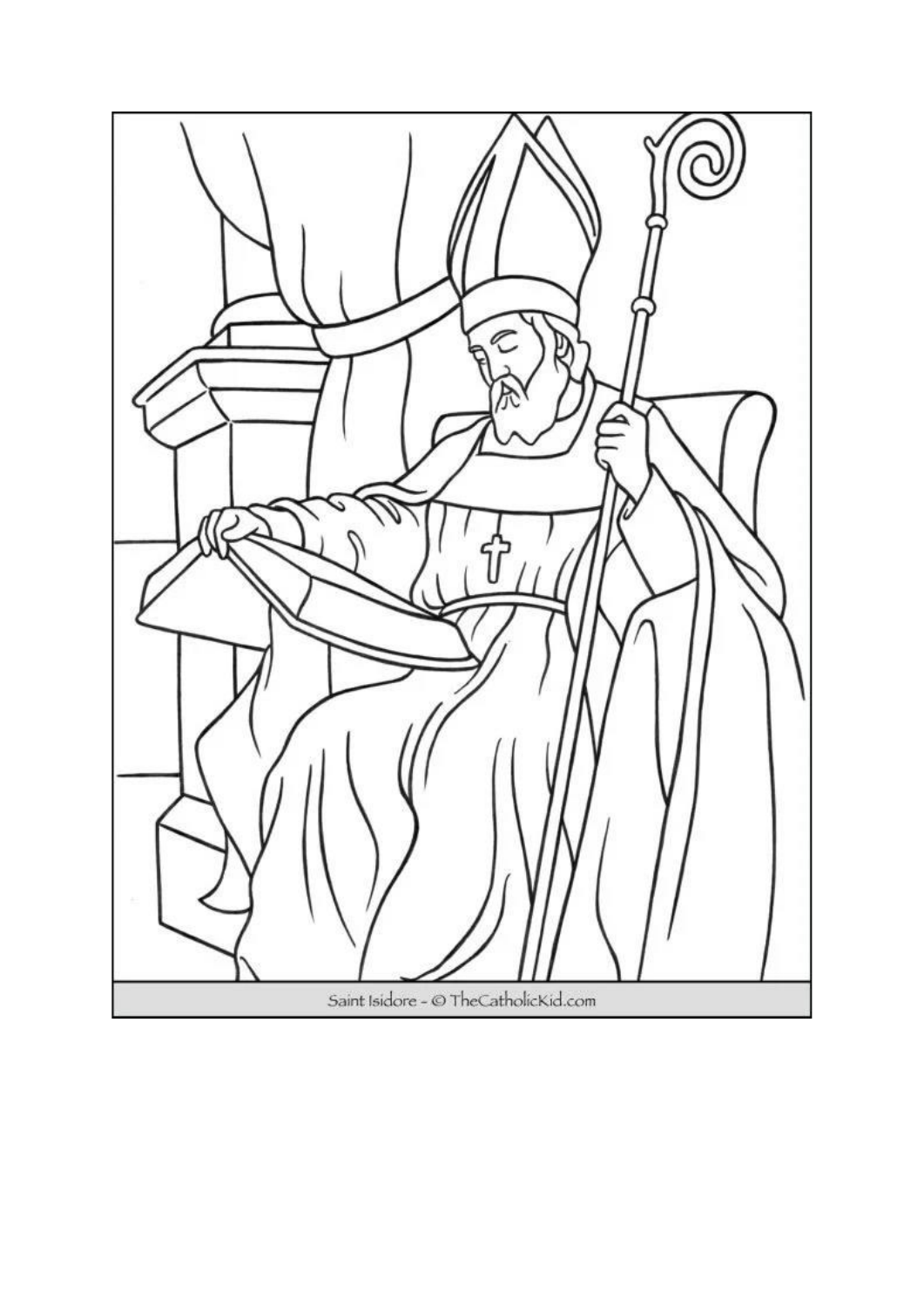Saint Isidore - © TheCatholicKid.com